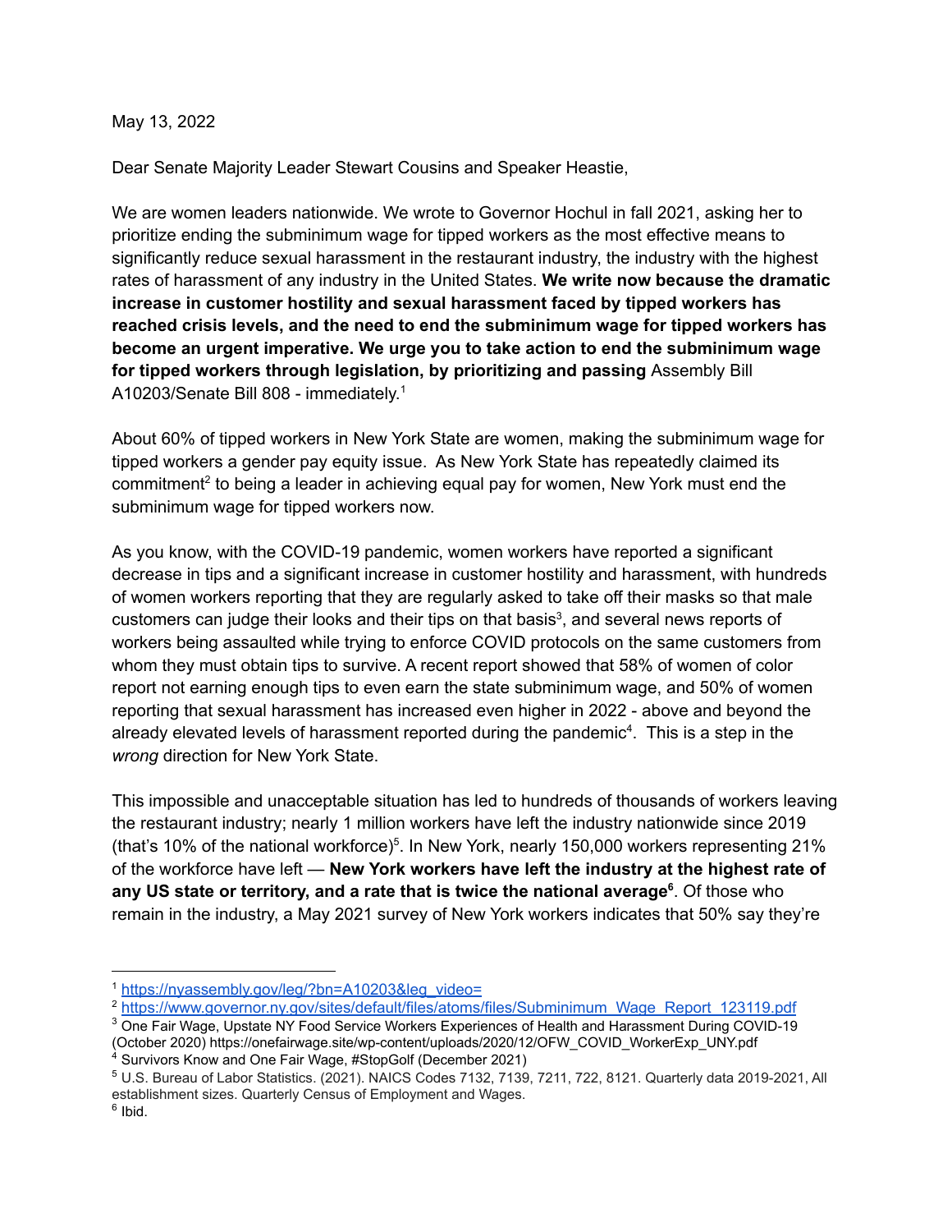May 13, 2022

Dear Senate Majority Leader Stewart Cousins and Speaker Heastie,

We are women leaders nationwide. We wrote to Governor Hochul in fall 2021, asking her to prioritize ending the subminimum wage for tipped workers as the most effective means to significantly reduce sexual harassment in the restaurant industry, the industry with the highest rates of harassment of any industry in the United States. **We write now because the dramatic increase in customer hostility and sexual harassment faced by tipped workers has reached crisis levels, and the need to end the subminimum wage for tipped workers has become an urgent imperative. We urge you to take action to end the subminimum wage for tipped workers through legislation, by prioritizing and passing** Assembly Bill A10203/Senate Bill 808 - immediately.[1]

About 60% of tipped workers in New York State are women, making the subminimum wage for tipped workers a gender pay equity issue. As New York State has repeatedly claimed its commitment[2] to being a leader in achieving equal pay for women, New York must end the subminimum wage for tipped workers now.

As you know, with the COVID-19 pandemic, women workers have reported a significant decrease in tips and a significant increase in customer hostility and harassment, with hundreds of women workers reporting that they are regularly asked to take off their masks so that male customers can judge their looks and their tips on that basis[3], and several news reports of workers being assaulted while trying to enforce COVID protocols on the same customers from whom they must obtain tips to survive. A recent report showed that 58% of women of color report not earning enough tips to even earn the state subminimum wage, and 50% of women reporting that sexual harassment has increased even higher in 2022 - above and beyond the already elevated levels of harassment reported during the pandemic[4]. This is a step in the *wrong* direction for New York State.

This impossible and unacceptable situation has led to hundreds of thousands of workers leaving the restaurant industry; nearly 1 million workers have left the industry nationwide since 2019 (that's 10% of the national workforce)[5]. In New York, nearly 150,000 workers representing 21% of the workforce have left — **New York workers have left the industry at the highest rate of any US state or territory, and a rate that is twice the national average[6]**. Of those who remain in the industry, a May 2021 survey of New York workers indicates that 50% say they're

---

[1] https://nyassembly.gov/leg/?bn=A10203&leg_video=

[2] https://www.governor.ny.gov/sites/default/files/atoms/files/Subminimum_Wage_Report_123119.pdf

[3] One Fair Wage, Upstate NY Food Service Workers Experiences of Health and Harassment During COVID-19 (October 2020) https://onefairwage.site/wp-content/uploads/2020/12/OFW_COVID_WorkerExp_UNY.pdf

[4] Survivors Know and One Fair Wage, #StopGolf (December 2021)

[5] U.S. Bureau of Labor Statistics. (2021). NAICS Codes 7132, 7139, 7211, 722, 8121. Quarterly data 2019-2021, All establishment sizes. Quarterly Census of Employment and Wages.

[6] Ibid.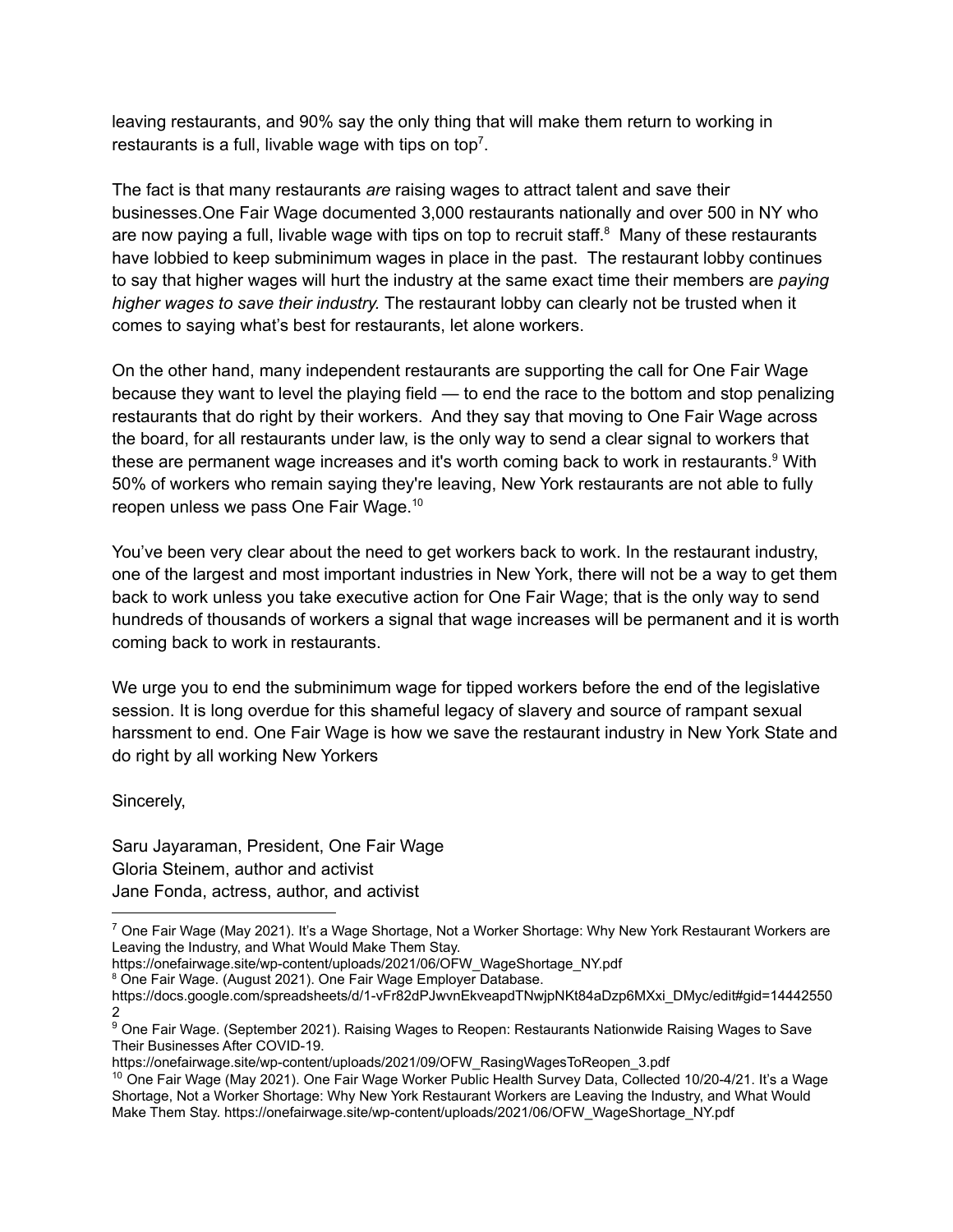leaving restaurants, and 90% say the only thing that will make them return to working in restaurants is a full, livable wage with tips on top[7].

The fact is that many restaurants *are* raising wages to attract talent and save their businesses.One Fair Wage documented 3,000 restaurants nationally and over 500 in NY who are now paying a full, livable wage with tips on top to recruit staff.[8] Many of these restaurants have lobbied to keep subminimum wages in place in the past. The restaurant lobby continues to say that higher wages will hurt the industry at the same exact time their members are *paying higher wages to save their industry.* The restaurant lobby can clearly not be trusted when it comes to saying what's best for restaurants, let alone workers.

On the other hand, many independent restaurants are supporting the call for One Fair Wage because they want to level the playing field — to end the race to the bottom and stop penalizing restaurants that do right by their workers. And they say that moving to One Fair Wage across the board, for all restaurants under law, is the only way to send a clear signal to workers that these are permanent wage increases and it's worth coming back to work in restaurants.[9] With 50% of workers who remain saying they're leaving, New York restaurants are not able to fully reopen unless we pass One Fair Wage.[10]

You've been very clear about the need to get workers back to work. In the restaurant industry, one of the largest and most important industries in New York, there will not be a way to get them back to work unless you take executive action for One Fair Wage; that is the only way to send hundreds of thousands of workers a signal that wage increases will be permanent and it is worth coming back to work in restaurants.

We urge you to end the subminimum wage for tipped workers before the end of the legislative session. It is long overdue for this shameful legacy of slavery and source of rampant sexual harssment to end. One Fair Wage is how we save the restaurant industry in New York State and do right by all working New Yorkers

Sincerely,

Saru Jayaraman, President, One Fair Wage
Gloria Steinem, author and activist
Jane Fonda, actress, author, and activist

---

[7] One Fair Wage (May 2021). It's a Wage Shortage, Not a Worker Shortage: Why New York Restaurant Workers are Leaving the Industry, and What Would Make Them Stay. https://onefairwage.site/wp-content/uploads/2021/06/OFW_WageShortage_NY.pdf

[8] One Fair Wage. (August 2021). One Fair Wage Employer Database. https://docs.google.com/spreadsheets/d/1-vFr82dPJwvnEkveapdTNwjpNKt84aDzp6MXxi_DMyc/edit#gid=144425502

[9] One Fair Wage. (September 2021). Raising Wages to Reopen: Restaurants Nationwide Raising Wages to Save Their Businesses After COVID-19. https://onefairwage.site/wp-content/uploads/2021/09/OFW_RasingWagesToReopen_3.pdf

[10] One Fair Wage (May 2021). One Fair Wage Worker Public Health Survey Data, Collected 10/20-4/21. It's a Wage Shortage, Not a Worker Shortage: Why New York Restaurant Workers are Leaving the Industry, and What Would Make Them Stay. https://onefairwage.site/wp-content/uploads/2021/06/OFW_WageShortage_NY.pdf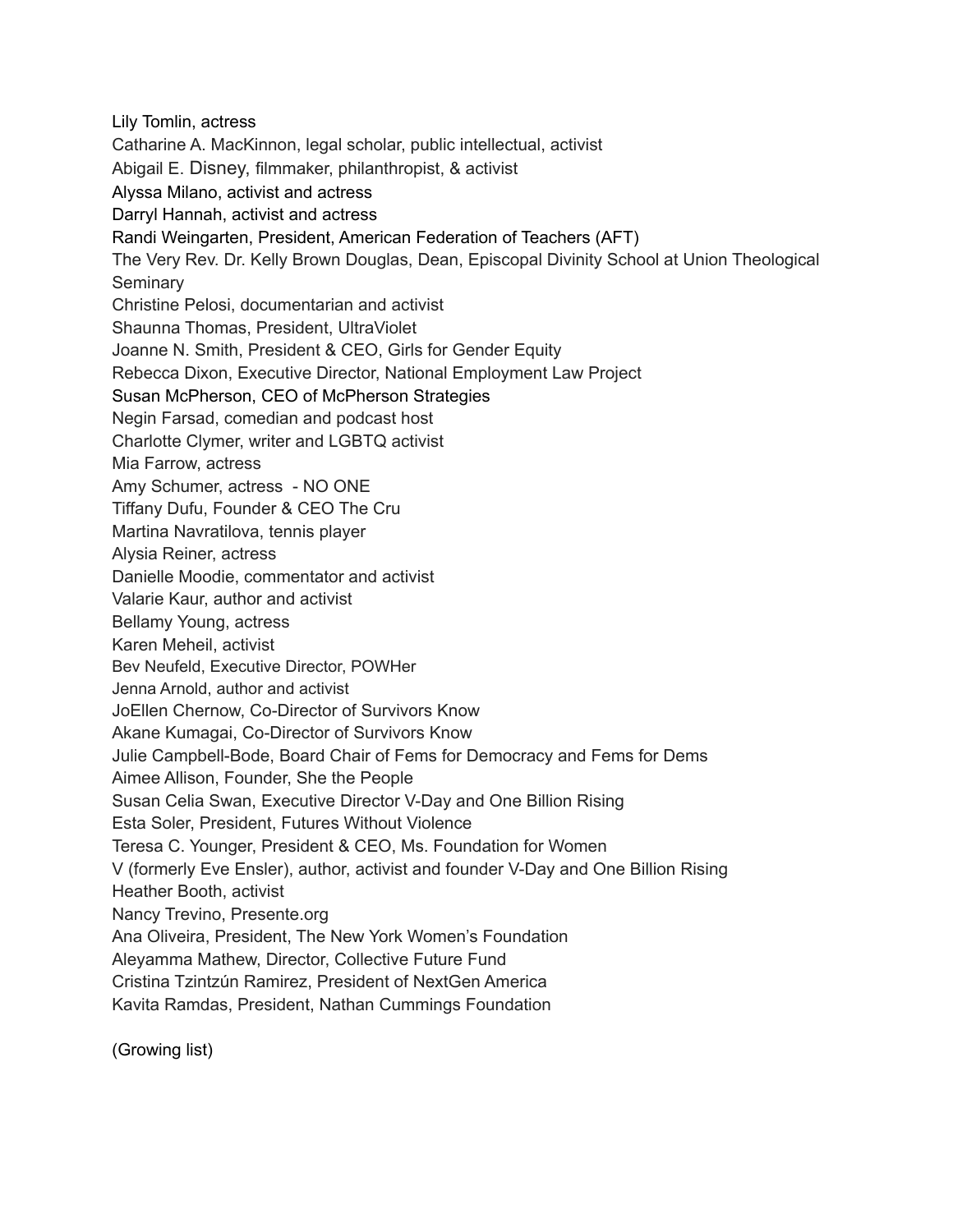Lily Tomlin, actress
Catharine A. MacKinnon, legal scholar, public intellectual, activist
Abigail E. Disney, filmmaker, philanthropist, & activist
Alyssa Milano, activist and actress
Darryl Hannah, activist and actress
Randi Weingarten, President, American Federation of Teachers (AFT)
The Very Rev. Dr. Kelly Brown Douglas, Dean, Episcopal Divinity School at Union Theological Seminary
Christine Pelosi, documentarian and activist
Shaunna Thomas, President, UltraViolet
Joanne N. Smith, President & CEO, Girls for Gender Equity
Rebecca Dixon, Executive Director, National Employment Law Project
Susan McPherson, CEO of McPherson Strategies
Negin Farsad, comedian and podcast host
Charlotte Clymer, writer and LGBTQ activist
Mia Farrow, actress
Amy Schumer, actress - NO ONE
Tiffany Dufu, Founder & CEO The Cru
Martina Navratilova, tennis player
Alysia Reiner, actress
Danielle Moodie, commentator and activist
Valarie Kaur, author and activist
Bellamy Young, actress
Karen Meheil, activist
Bev Neufeld, Executive Director, POWHer
Jenna Arnold, author and activist
JoEllen Chernow, Co-Director of Survivors Know
Akane Kumagai, Co-Director of Survivors Know
Julie Campbell-Bode, Board Chair of Fems for Democracy and Fems for Dems
Aimee Allison, Founder, She the People
Susan Celia Swan, Executive Director V-Day and One Billion Rising
Esta Soler, President, Futures Without Violence
Teresa C. Younger, President & CEO, Ms. Foundation for Women
V (formerly Eve Ensler), author, activist and founder V-Day and One Billion Rising
Heather Booth, activist
Nancy Trevino, Presente.org
Ana Oliveira, President, The New York Women's Foundation
Aleyamma Mathew, Director, Collective Future Fund
Cristina Tzintzún Ramirez, President of NextGen America
Kavita Ramdas, President, Nathan Cummings Foundation

(Growing list)